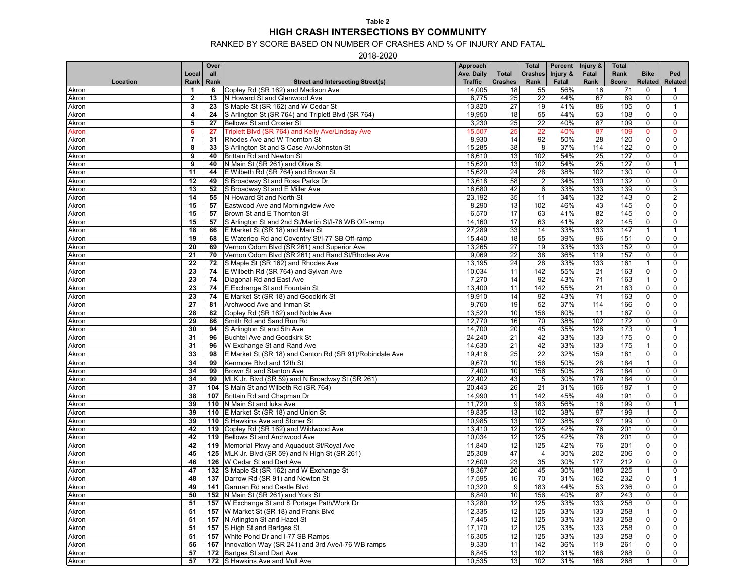**Table 2**

# HIGH CRASH INTERSECTIONS BY COMMUNITY

RANKED BY SCORE BASED ON NUMBER OF CRASHES AND % OF INJURY AND FATAL

2018-2020

| Location | Local Rank | Over all Rank | Street and Intersecting Street(s) | Approach Ave. Daily Traffic | Total Crashes | Total Crashes Rank | Percent Injury & Fatal | Injury & Fatal Rank | Total Rank Score | Bike Related | Ped Related |
|---|---|---|---|---|---|---|---|---|---|---|---|
| Akron | 1 | 6 | Copley Rd (SR 162) and Madison Ave | 14,005 | 18 | 55 | 56% | 16 | 71 | 0 | 1 |
| Akron | 2 | 13 | N Howard St and Glenwood Ave | 8,775 | 25 | 22 | 44% | 67 | 89 | 0 | 0 |
| Akron | 3 | 23 | S Maple St (SR 162) and W Cedar St | 13,820 | 27 | 19 | 41% | 86 | 105 | 0 | 1 |
| Akron | 4 | 24 | S Arlington St (SR 764) and Triplett Blvd (SR 764) | 19,950 | 18 | 55 | 44% | 53 | 108 | 0 | 0 |
| Akron | 5 | 27 | Bellows St and Crosier St | 3,230 | 25 | 22 | 40% | 87 | 109 | 0 | 0 |
| Akron | 6 | 27 | Triplett Blvd (SR 764) and Kelly Ave/Lindsay Ave | 15,507 | 25 | 22 | 40% | 87 | 109 | 0 | 0 |
| Akron | 7 | 31 | Rhodes Ave and W Thornton St | 8,930 | 14 | 92 | 50% | 28 | 120 | 0 | 0 |
| Akron | 8 | 33 | S Arlington St and S Case Av/Johnston St | 15,285 | 38 | 8 | 37% | 114 | 122 | 0 | 0 |
| Akron | 9 | 40 | Brittain Rd and Newton St | 16,610 | 13 | 102 | 54% | 25 | 127 | 0 | 0 |
| Akron | 9 | 40 | N Main St (SR 261) and Olive St | 15,620 | 13 | 102 | 54% | 25 | 127 | 0 | 1 |
| Akron | 11 | 44 | E Wilbeth Rd (SR 764) and Brown St | 15,620 | 24 | 28 | 38% | 102 | 130 | 0 | 0 |
| Akron | 12 | 49 | S Broadway St and Rosa Parks Dr | 13,618 | 58 | 2 | 34% | 130 | 132 | 0 | 0 |
| Akron | 13 | 52 | S Broadway St and E Miller Ave | 16,680 | 42 | 6 | 33% | 133 | 139 | 0 | 3 |
| Akron | 14 | 55 | N Howard St and North St | 23,192 | 35 | 11 | 34% | 132 | 143 | 0 | 2 |
| Akron | 15 | 57 | Eastwood Ave and Morningview Ave | 8,290 | 13 | 102 | 46% | 43 | 145 | 0 | 0 |
| Akron | 15 | 57 | Brown St and E Thornton St | 6,570 | 17 | 63 | 41% | 82 | 145 | 0 | 0 |
| Akron | 15 | 57 | S Arlington St and 2nd St/Martin St/I-76 WB Off-ramp | 14,160 | 17 | 63 | 41% | 82 | 145 | 0 | 0 |
| Akron | 18 | 66 | E Market St (SR 18) and Main St | 27,289 | 33 | 14 | 33% | 133 | 147 | 1 | 1 |
| Akron | 19 | 68 | E Waterloo Rd and Coventry St/I-77 SB Off-ramp | 15,440 | 18 | 55 | 39% | 96 | 151 | 0 | 0 |
| Akron | 20 | 69 | Vernon Odom Blvd (SR 261) and Superior Ave | 13,265 | 27 | 19 | 33% | 133 | 152 | 0 | 0 |
| Akron | 21 | 70 | Vernon Odom Blvd (SR 261) and Rand St/Rhodes Ave | 9,069 | 22 | 38 | 36% | 119 | 157 | 0 | 0 |
| Akron | 22 | 72 | S Maple St (SR 162) and Rhodes Ave | 13,195 | 24 | 28 | 33% | 133 | 161 | 1 | 0 |
| Akron | 23 | 74 | E Wilbeth Rd (SR 764) and Sylvan Ave | 10,034 | 11 | 142 | 55% | 21 | 163 | 0 | 0 |
| Akron | 23 | 74 | Diagonal Rd and East Ave | 7,270 | 14 | 92 | 43% | 71 | 163 | 1 | 0 |
| Akron | 23 | 74 | E Exchange St and Fountain St | 13,400 | 11 | 142 | 55% | 21 | 163 | 0 | 0 |
| Akron | 23 | 74 | E Market St (SR 18) and Goodkirk St | 19,910 | 14 | 92 | 43% | 71 | 163 | 0 | 0 |
| Akron | 27 | 81 | Archwood Ave and Inman St | 9,760 | 19 | 52 | 37% | 114 | 166 | 0 | 0 |
| Akron | 28 | 82 | Copley Rd (SR 162) and Noble Ave | 13,520 | 10 | 156 | 60% | 11 | 167 | 0 | 0 |
| Akron | 29 | 86 | Smith Rd and Sand Run Rd | 12,770 | 16 | 70 | 38% | 102 | 172 | 0 | 0 |
| Akron | 30 | 94 | S Arlington St and 5th Ave | 14,700 | 20 | 45 | 35% | 128 | 173 | 0 | 1 |
| Akron | 31 | 96 | Buchtel Ave and Goodkirk St | 24,240 | 21 | 42 | 33% | 133 | 175 | 0 | 0 |
| Akron | 31 | 96 | W Exchange St and Rand Ave | 14,630 | 21 | 42 | 33% | 133 | 175 | 1 | 0 |
| Akron | 33 | 98 | E Market St (SR 18) and Canton Rd (SR 91)/Robindale Ave | 19,416 | 25 | 22 | 32% | 159 | 181 | 0 | 0 |
| Akron | 34 | 99 | Kenmore Blvd and 12th St | 9,670 | 10 | 156 | 50% | 28 | 184 | 1 | 0 |
| Akron | 34 | 99 | Brown St and Stanton Ave | 7,400 | 10 | 156 | 50% | 28 | 184 | 0 | 0 |
| Akron | 34 | 99 | MLK Jr. Blvd (SR 59) and N Broadway St (SR 261) | 22,402 | 43 | 5 | 30% | 179 | 184 | 0 | 0 |
| Akron | 37 | 104 | S Main St and Wilbeth Rd (SR 764) | 20,443 | 26 | 21 | 31% | 166 | 187 | 1 | 0 |
| Akron | 38 | 107 | Brittain Rd and Chapman Dr | 14,990 | 11 | 142 | 45% | 49 | 191 | 0 | 0 |
| Akron | 39 | 110 | N Main St and Iuka Ave | 11,720 | 9 | 183 | 56% | 16 | 199 | 0 | 1 |
| Akron | 39 | 110 | E Market St (SR 18) and Union St | 19,835 | 13 | 102 | 38% | 97 | 199 | 1 | 0 |
| Akron | 39 | 110 | S Hawkins Ave and Stoner St | 10,985 | 13 | 102 | 38% | 97 | 199 | 0 | 0 |
| Akron | 42 | 119 | Copley Rd (SR 162) and Wildwood Ave | 13,410 | 12 | 125 | 42% | 76 | 201 | 0 | 0 |
| Akron | 42 | 119 | Bellows St and Archwood Ave | 10,034 | 12 | 125 | 42% | 76 | 201 | 0 | 0 |
| Akron | 42 | 119 | Memorial Pkwy and Aquaduct St/Royal Ave | 11,840 | 12 | 125 | 42% | 76 | 201 | 0 | 0 |
| Akron | 45 | 125 | MLK Jr. Blvd (SR 59) and N High St (SR 261) | 25,308 | 47 | 4 | 30% | 202 | 206 | 0 | 0 |
| Akron | 46 | 126 | W Cedar St and Dart Ave | 12,600 | 23 | 35 | 30% | 177 | 212 | 0 | 0 |
| Akron | 47 | 132 | S Maple St (SR 162) and W Exchange St | 18,367 | 20 | 45 | 30% | 180 | 225 | 1 | 0 |
| Akron | 48 | 137 | Darrow Rd (SR 91) and Newton St | 17,595 | 16 | 70 | 31% | 162 | 232 | 0 | 1 |
| Akron | 49 | 141 | Garman Rd and Castle Blvd | 10,320 | 9 | 183 | 44% | 53 | 236 | 0 | 0 |
| Akron | 50 | 152 | N Main St (SR 261) and York St | 8,840 | 10 | 156 | 40% | 87 | 243 | 0 | 0 |
| Akron | 51 | 157 | W Exchange St and S Portage Path/Work Dr | 13,280 | 12 | 125 | 33% | 133 | 258 | 0 | 0 |
| Akron | 51 | 157 | W Market St (SR 18) and Frank Blvd | 12,335 | 12 | 125 | 33% | 133 | 258 | 1 | 0 |
| Akron | 51 | 157 | N Arlington St and Hazel St | 7,445 | 12 | 125 | 33% | 133 | 258 | 0 | 0 |
| Akron | 51 | 157 | S High St and Bartges St | 17,170 | 12 | 125 | 33% | 133 | 258 | 0 | 0 |
| Akron | 51 | 157 | White Pond Dr and I-77 SB Ramps | 16,305 | 12 | 125 | 33% | 133 | 258 | 0 | 0 |
| Akron | 56 | 167 | Innovation Way (SR 241) and 3rd Ave/I-76 WB ramps | 9,330 | 11 | 142 | 36% | 119 | 261 | 0 | 0 |
| Akron | 57 | 172 | Bartges St and Dart Ave | 6,845 | 13 | 102 | 31% | 166 | 268 | 0 | 0 |
| Akron | 57 | 172 | S Hawkins Ave and Mull Ave | 10,535 | 13 | 102 | 31% | 166 | 268 | 1 | 0 |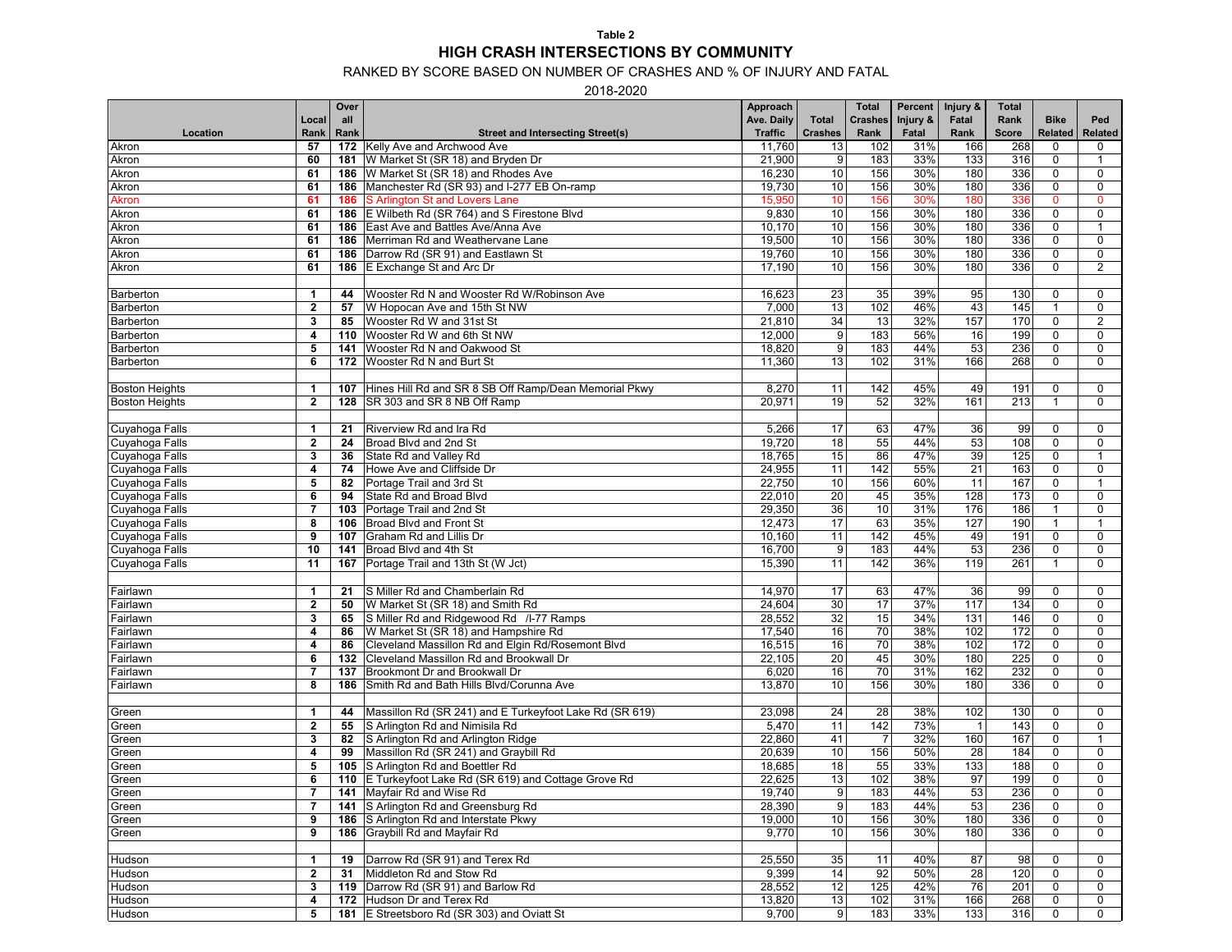**Table 2**

## HIGH CRASH INTERSECTIONS BY COMMUNITY

RANKED BY SCORE BASED ON NUMBER OF CRASHES AND % OF INJURY AND FATAL

2018-2020

| Location | Local Rank | Over all Rank | Street and Intersecting Street(s) | Approach Ave. Daily Traffic | Total Crashes | Total Crashes Rank | Percent Injury & Fatal | Injury & Fatal Rank | Total Rank Score | Bike Related | Ped Related |
|---|---|---|---|---|---|---|---|---|---|---|---|
| Akron | 57 | 172 | Kelly Ave and Archwood Ave | 11,760 | 13 | 102 | 31% | 166 | 268 | 0 | 0 |
| Akron | 60 | 181 | W Market St (SR 18) and Bryden Dr | 21,900 | 9 | 183 | 33% | 133 | 316 | 0 | 1 |
| Akron | 61 | 186 | W Market St (SR 18) and Rhodes Ave | 16,230 | 10 | 156 | 30% | 180 | 336 | 0 | 0 |
| Akron | 61 | 186 | Manchester Rd (SR 93) and I-277 EB On-ramp | 19,730 | 10 | 156 | 30% | 180 | 336 | 0 | 0 |
| Akron | 61 | 186 | S Arlington St and Lovers Lane | 15,950 | 10 | 156 | 30% | 180 | 336 | 0 | 0 |
| Akron | 61 | 186 | E Wilbeth Rd (SR 764) and S Firestone Blvd | 9,830 | 10 | 156 | 30% | 180 | 336 | 0 | 0 |
| Akron | 61 | 186 | East Ave and Battles Ave/Anna Ave | 10,170 | 10 | 156 | 30% | 180 | 336 | 0 | 1 |
| Akron | 61 | 186 | Merriman Rd and Weathervane Lane | 19,500 | 10 | 156 | 30% | 180 | 336 | 0 | 0 |
| Akron | 61 | 186 | Darrow Rd (SR 91) and Eastlawn St | 19,760 | 10 | 156 | 30% | 180 | 336 | 0 | 0 |
| Akron | 61 | 186 | E Exchange St and Arc Dr | 17,190 | 10 | 156 | 30% | 180 | 336 | 0 | 2 |
| | | | | | | | | | | | |
| Barberton | 1 | 44 | Wooster Rd N and Wooster Rd W/Robinson Ave | 16,623 | 23 | 35 | 39% | 95 | 130 | 0 | 0 |
| Barberton | 2 | 57 | W Hopocan Ave and 15th St NW | 7,000 | 13 | 102 | 46% | 43 | 145 | 1 | 0 |
| Barberton | 3 | 85 | Wooster Rd W and 31st St | 21,810 | 34 | 13 | 32% | 157 | 170 | 0 | 2 |
| Barberton | 4 | 110 | Wooster Rd W and 6th St NW | 12,000 | 9 | 183 | 56% | 16 | 199 | 0 | 0 |
| Barberton | 5 | 141 | Wooster Rd N and Oakwood St | 18,820 | 9 | 183 | 44% | 53 | 236 | 0 | 0 |
| Barberton | 6 | 172 | Wooster Rd N and Burt St | 11,360 | 13 | 102 | 31% | 166 | 268 | 0 | 0 |
| | | | | | | | | | | | |
| Boston Heights | 1 | 107 | Hines Hill Rd and SR 8 SB Off Ramp/Dean Memorial Pkwy | 8,270 | 11 | 142 | 45% | 49 | 191 | 0 | 0 |
| Boston Heights | 2 | 128 | SR 303 and SR 8 NB Off Ramp | 20,971 | 19 | 52 | 32% | 161 | 213 | 1 | 0 |
| | | | | | | | | | | | |
| Cuyahoga Falls | 1 | 21 | Riverview Rd and Ira Rd | 5,266 | 17 | 63 | 47% | 36 | 99 | 0 | 0 |
| Cuyahoga Falls | 2 | 24 | Broad Blvd and 2nd St | 19,720 | 18 | 55 | 44% | 53 | 108 | 0 | 0 |
| Cuyahoga Falls | 3 | 36 | State Rd and Valley Rd | 18,765 | 15 | 86 | 47% | 39 | 125 | 0 | 1 |
| Cuyahoga Falls | 4 | 74 | Howe Ave and Cliffside Dr | 24,955 | 11 | 142 | 55% | 21 | 163 | 0 | 0 |
| Cuyahoga Falls | 5 | 82 | Portage Trail and 3rd St | 22,750 | 10 | 156 | 60% | 11 | 167 | 0 | 1 |
| Cuyahoga Falls | 6 | 94 | State Rd and Broad Blvd | 22,010 | 20 | 45 | 35% | 128 | 173 | 0 | 0 |
| Cuyahoga Falls | 7 | 103 | Portage Trail and 2nd St | 29,350 | 36 | 10 | 31% | 176 | 186 | 1 | 0 |
| Cuyahoga Falls | 8 | 106 | Broad Blvd and Front St | 12,473 | 17 | 63 | 35% | 127 | 190 | 1 | 1 |
| Cuyahoga Falls | 9 | 107 | Graham Rd and Lillis Dr | 10,160 | 11 | 142 | 45% | 49 | 191 | 0 | 0 |
| Cuyahoga Falls | 10 | 141 | Broad Blvd and 4th St | 16,700 | 9 | 183 | 44% | 53 | 236 | 0 | 0 |
| Cuyahoga Falls | 11 | 167 | Portage Trail and 13th St (W Jct) | 15,390 | 11 | 142 | 36% | 119 | 261 | 1 | 0 |
| | | | | | | | | | | | |
| Fairlawn | 1 | 21 | S Miller Rd and Chamberlain Rd | 14,970 | 17 | 63 | 47% | 36 | 99 | 0 | 0 |
| Fairlawn | 2 | 50 | W Market St (SR 18) and Smith Rd | 24,604 | 30 | 17 | 37% | 117 | 134 | 0 | 0 |
| Fairlawn | 3 | 65 | S Miller Rd and Ridgewood Rd /I-77 Ramps | 28,552 | 32 | 15 | 34% | 131 | 146 | 0 | 0 |
| Fairlawn | 4 | 86 | W Market St (SR 18) and Hampshire Rd | 17,540 | 16 | 70 | 38% | 102 | 172 | 0 | 0 |
| Fairlawn | 4 | 86 | Cleveland Massillon Rd and Elgin Rd/Rosemont Blvd | 16,515 | 16 | 70 | 38% | 102 | 172 | 0 | 0 |
| Fairlawn | 6 | 132 | Cleveland Massillon Rd and Brookwall Dr | 22,105 | 20 | 45 | 30% | 180 | 225 | 0 | 0 |
| Fairlawn | 7 | 137 | Brookmont Dr and Brookwall Dr | 6,020 | 16 | 70 | 31% | 162 | 232 | 0 | 0 |
| Fairlawn | 8 | 186 | Smith Rd and Bath Hills Blvd/Corunna Ave | 13,870 | 10 | 156 | 30% | 180 | 336 | 0 | 0 |
| | | | | | | | | | | | |
| Green | 1 | 44 | Massillon Rd (SR 241) and E Turkeyfoot Lake Rd (SR 619) | 23,098 | 24 | 28 | 38% | 102 | 130 | 0 | 0 |
| Green | 2 | 55 | S Arlington Rd and Nimisila Rd | 5,470 | 11 | 142 | 73% | 1 | 143 | 0 | 0 |
| Green | 3 | 82 | S Arlington Rd and Arlington Ridge | 22,860 | 41 | 7 | 32% | 160 | 167 | 0 | 1 |
| Green | 4 | 99 | Massillon Rd (SR 241) and Graybill Rd | 20,639 | 10 | 156 | 50% | 28 | 184 | 0 | 0 |
| Green | 5 | 105 | S Arlington Rd and Boettler Rd | 18,685 | 18 | 55 | 33% | 133 | 188 | 0 | 0 |
| Green | 6 | 110 | E Turkeyfoot Lake Rd (SR 619) and Cottage Grove Rd | 22,625 | 13 | 102 | 38% | 97 | 199 | 0 | 0 |
| Green | 7 | 141 | Mayfair Rd and Wise Rd | 19,740 | 9 | 183 | 44% | 53 | 236 | 0 | 0 |
| Green | 7 | 141 | S Arlington Rd and Greensburg Rd | 28,390 | 9 | 183 | 44% | 53 | 236 | 0 | 0 |
| Green | 9 | 186 | S Arlington Rd and Interstate Pkwy | 19,000 | 10 | 156 | 30% | 180 | 336 | 0 | 0 |
| Green | 9 | 186 | Graybill Rd and Mayfair Rd | 9,770 | 10 | 156 | 30% | 180 | 336 | 0 | 0 |
| | | | | | | | | | | | |
| Hudson | 1 | 19 | Darrow Rd (SR 91) and Terex Rd | 25,550 | 35 | 11 | 40% | 87 | 98 | 0 | 0 |
| Hudson | 2 | 31 | Middleton Rd and Stow Rd | 9,399 | 14 | 92 | 50% | 28 | 120 | 0 | 0 |
| Hudson | 3 | 119 | Darrow Rd (SR 91) and Barlow Rd | 28,552 | 12 | 125 | 42% | 76 | 201 | 0 | 0 |
| Hudson | 4 | 172 | Hudson Dr and Terex Rd | 13,820 | 13 | 102 | 31% | 166 | 268 | 0 | 0 |
| Hudson | 5 | 181 | E Streetsboro Rd (SR 303) and Oviatt St | 9,700 | 9 | 183 | 33% | 133 | 316 | 0 | 0 |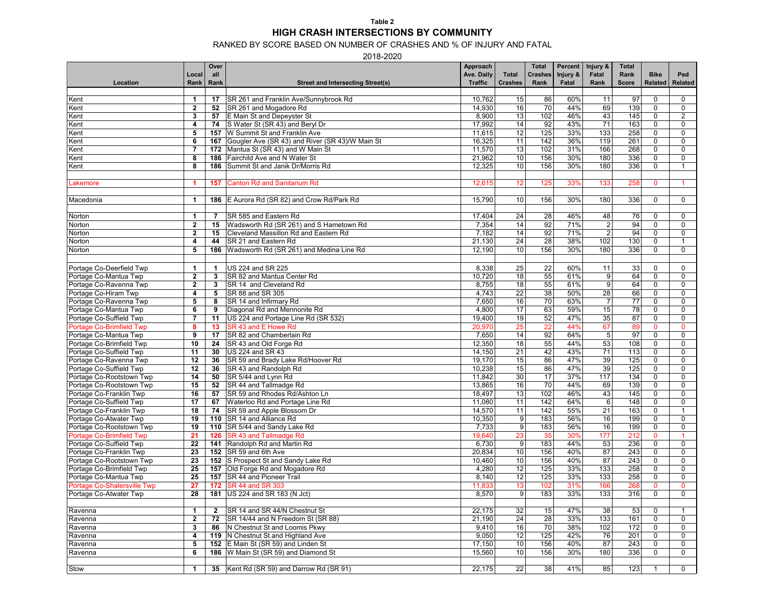**Table 2**

# HIGH CRASH INTERSECTIONS BY COMMUNITY

RANKED BY SCORE BASED ON NUMBER OF CRASHES AND % OF INJURY AND FATAL

2018-2020

| Location | Local Rank | Overall Rank | Street and Intersecting Street(s) | Approach Ave. Daily Traffic | Total Crashes | Total Crashes Rank | Percent Injury & Fatal | Injury & Fatal Rank | Total Rank Score | Bike Related | Ped Related |
|---|---|---|---|---|---|---|---|---|---|---|---|
| Kent | 1 | 17 | SR 261 and Franklin Ave/Sunnybrook Rd | 10,762 | 15 | 86 | 60% | 11 | 97 | 0 | 0 |
| Kent | 2 | 52 | SR 261 and Mogadore Rd | 14,930 | 16 | 70 | 44% | 69 | 139 | 0 | 0 |
| Kent | 3 | 57 | E Main St and Depeyster St | 8,900 | 13 | 102 | 46% | 43 | 145 | 0 | 2 |
| Kent | 4 | 74 | S Water St (SR 43) and Beryl Dr | 17,992 | 14 | 92 | 43% | 71 | 163 | 0 | 0 |
| Kent | 5 | 157 | W Summit St and Franklin Ave | 11,615 | 12 | 125 | 33% | 133 | 258 | 0 | 0 |
| Kent | 6 | 167 | Gougler Ave (SR 43) and River (SR 43)/W Main St | 16,325 | 11 | 142 | 36% | 119 | 261 | 0 | 0 |
| Kent | 7 | 172 | Mantua St (SR 43) and W Main St | 11,570 | 13 | 102 | 31% | 166 | 268 | 0 | 0 |
| Kent | 8 | 186 | Fairchild Ave and N Water St | 21,962 | 10 | 156 | 30% | 180 | 336 | 0 | 0 |
| Kent | 8 | 186 | Summit St and Janik Dr/Morris Rd | 12,325 | 10 | 156 | 30% | 180 | 336 | 0 | 1 |
| | | | | | | | | | | | |
| Lakemore | 1 | 157 | Canton Rd and Sanitarium Rd | 12,615 | 12 | 125 | 33% | 133 | 258 | 0 | 1 |
| | | | | | | | | | | | |
| Macedonia | 1 | 186 | E Aurora Rd (SR 82) and Crow Rd/Park Rd | 15,790 | 10 | 156 | 30% | 180 | 336 | 0 | 0 |
| | | | | | | | | | | | |
| Norton | 1 | 7 | SR 585 and Eastern Rd | 17,404 | 24 | 28 | 46% | 48 | 76 | 0 | 0 |
| Norton | 2 | 15 | Wadsworth Rd (SR 261) and S Hametown Rd | 7,354 | 14 | 92 | 71% | 2 | 94 | 0 | 0 |
| Norton | 2 | 15 | Cleveland Massillon Rd and Eastern Rd | 7,182 | 14 | 92 | 71% | 2 | 94 | 0 | 0 |
| Norton | 4 | 44 | SR 21 and Eastern Rd | 21,130 | 24 | 28 | 38% | 102 | 130 | 0 | 1 |
| Norton | 5 | 186 | Wadsworth Rd (SR 261) and Medina Line Rd | 12,190 | 10 | 156 | 30% | 180 | 336 | 0 | 0 |
| | | | | | | | | | | | |
| Portage Co-Deerfield Twp | 1 | 1 | US 224 and SR 225 | 8,338 | 25 | 22 | 60% | 11 | 33 | 0 | 0 |
| Portage Co-Mantua Twp | 2 | 3 | SR 82 and Mantua Center Rd | 10,720 | 18 | 55 | 61% | 9 | 64 | 0 | 0 |
| Portage Co-Ravenna Twp | 2 | 3 | SR 14 and Cleveland Rd | 8,755 | 18 | 55 | 61% | 9 | 64 | 0 | 0 |
| Portage Co-Hiram Twp | 4 | 5 | SR 88 and SR 305 | 4,743 | 22 | 38 | 50% | 28 | 66 | 0 | 0 |
| Portage Co-Ravenna Twp | 5 | 8 | SR 14 and Infirmary Rd | 7,650 | 16 | 70 | 63% | 7 | 77 | 0 | 0 |
| Portage Co-Mantua Twp | 6 | 9 | Diagonal Rd and Mennonite Rd | 4,800 | 17 | 63 | 59% | 15 | 78 | 0 | 0 |
| Portage Co-Suffield Twp | 7 | 11 | US 224 and Portage Line Rd (SR 532) | 19,400 | 19 | 52 | 47% | 35 | 87 | 0 | 0 |
| Portage Co-Brimfield Twp | 8 | 13 | SR 43 and E Howe Rd | 20,970 | 25 | 22 | 44% | 67 | 89 | 0 | 0 |
| Portage Co-Mantua Twp | 9 | 17 | SR 82 and Chamberlain Rd | 7,650 | 14 | 92 | 64% | 5 | 97 | 0 | 0 |
| Portage Co-Brimfield Twp | 10 | 24 | SR 43 and Old Forge Rd | 12,350 | 18 | 55 | 44% | 53 | 108 | 0 | 0 |
| Portage Co-Suffield Twp | 11 | 30 | US 224 and SR 43 | 14,150 | 21 | 42 | 43% | 71 | 113 | 0 | 0 |
| Portage Co-Ravenna Twp | 12 | 36 | SR 59 and Brady Lake Rd/Hoover Rd | 19,170 | 15 | 86 | 47% | 39 | 125 | 0 | 0 |
| Portage Co-Suffield Twp | 12 | 36 | SR 43 and Randolph Rd | 10,238 | 15 | 86 | 47% | 39 | 125 | 0 | 0 |
| Portage Co-Rootstown Twp | 14 | 50 | SR 5/44 and Lynn Rd | 11,842 | 30 | 17 | 37% | 117 | 134 | 0 | 0 |
| Portage Co-Rootstown Twp | 15 | 52 | SR 44 and Tallmadge Rd | 13,865 | 16 | 70 | 44% | 69 | 139 | 0 | 0 |
| Portage Co-Franklin Twp | 16 | 57 | SR 59 and Rhodes Rd/Ashton Ln | 18,497 | 13 | 102 | 46% | 43 | 145 | 0 | 0 |
| Portage Co-Suffield Twp | 17 | 67 | Waterloo Rd and Portage Line Rd | 11,080 | 11 | 142 | 64% | 6 | 148 | 0 | 0 |
| Portage Co-Franklin Twp | 18 | 74 | SR 59 and Apple Blossom Dr | 14,570 | 11 | 142 | 55% | 21 | 163 | 0 | 1 |
| Portage Co-Atwater Twp | 19 | 110 | SR 14 and Alliance Rd | 10,350 | 9 | 183 | 56% | 16 | 199 | 0 | 0 |
| Portage Co-Rootstown Twp | 19 | 110 | SR 5/44 and Sandy Lake Rd | 7,733 | 9 | 183 | 56% | 16 | 199 | 0 | 0 |
| Portage Co-Brimfield Twp | 21 | 126 | SR 43 and Tallmadge Rd | 19,640 | 23 | 35 | 30% | 177 | 212 | 0 | 1 |
| Portage Co-Suffield Twp | 22 | 141 | Randolph Rd and Martin Rd | 6,730 | 9 | 183 | 44% | 53 | 236 | 0 | 0 |
| Portage Co-Franklin Twp | 23 | 152 | SR 59 and 6th Ave | 20,834 | 10 | 156 | 40% | 87 | 243 | 0 | 0 |
| Portage Co-Rootstown Twp | 23 | 152 | S Prospect St and Sandy Lake Rd | 10,460 | 10 | 156 | 40% | 87 | 243 | 0 | 0 |
| Portage Co-Brimfield Twp | 25 | 157 | Old Forge Rd and Mogadore Rd | 4,280 | 12 | 125 | 33% | 133 | 258 | 0 | 0 |
| Portage Co-Mantua Twp | 25 | 157 | SR 44 and Pioneer Trail | 8,140 | 12 | 125 | 33% | 133 | 258 | 0 | 0 |
| Portage Co-Shalersville Twp | 27 | 172 | SR 44 and SR 303 | 11,833 | 13 | 102 | 31% | 166 | 268 | 0 | 0 |
| Portage Co-Atwater Twp | 28 | 181 | US 224 and SR 183 (N Jct) | 8,570 | 9 | 183 | 33% | 133 | 316 | 0 | 0 |
| | | | | | | | | | | | |
| Ravenna | 1 | 2 | SR 14 and SR 44/N Chestnut St | 22,175 | 32 | 15 | 47% | 38 | 53 | 0 | 1 |
| Ravenna | 2 | 72 | SR 14/44 and N Freedom St (SR 88) | 21,190 | 24 | 28 | 33% | 133 | 161 | 0 | 0 |
| Ravenna | 3 | 86 | N Chestnut St and Loomis Pkwy | 9,410 | 16 | 70 | 38% | 102 | 172 | 0 | 0 |
| Ravenna | 4 | 119 | N Chestnut St and Highland Ave | 9,050 | 12 | 125 | 42% | 76 | 201 | 0 | 0 |
| Ravenna | 5 | 152 | E Main St (SR 59) and Linden St | 17,150 | 10 | 156 | 40% | 87 | 243 | 0 | 0 |
| Ravenna | 6 | 186 | W Main St (SR 59) and Diamond St | 15,560 | 10 | 156 | 30% | 180 | 336 | 0 | 0 |
| | | | | | | | | | | | |
| Stow | 1 | 35 | Kent Rd (SR 59) and Darrow Rd (SR 91) | 22,175 | 22 | 38 | 41% | 85 | 123 | 1 | 0 |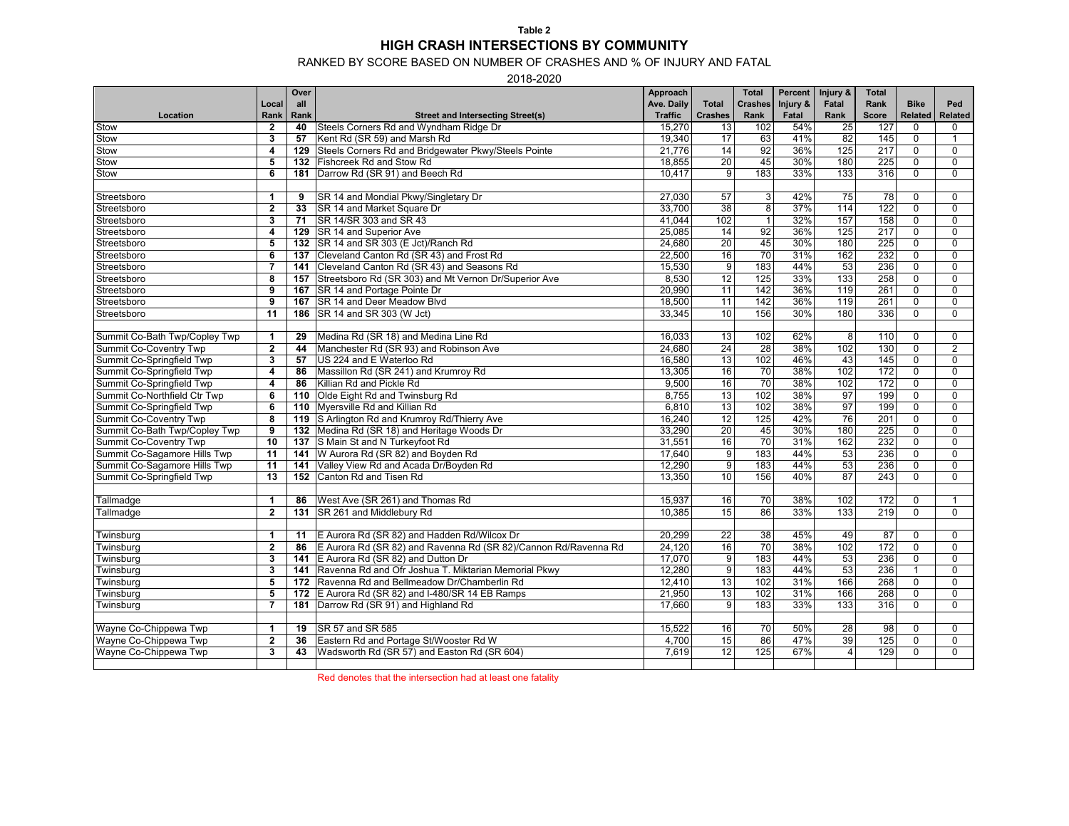**Table 2**

# HIGH CRASH INTERSECTIONS BY COMMUNITY

RANKED BY SCORE BASED ON NUMBER OF CRASHES AND % OF INJURY AND FATAL

2018-2020

| Location | Local Rank | Over all Rank | Street and Intersecting Street(s) | Approach Ave. Daily Traffic | Total Crashes | Total Crashes Rank | Percent Injury & Fatal | Injury & Fatal Rank | Total Rank Score | Bike Related | Ped Related |
|---|---|---|---|---|---|---|---|---|---|---|---|
| Stow | 2 | 40 | Steels Corners Rd and Wyndham Ridge Dr | 15,270 | 13 | 102 | 54% | 25 | 127 | 0 | 0 |
| Stow | 3 | 57 | Kent Rd (SR 59) and Marsh Rd | 19,340 | 17 | 63 | 41% | 82 | 145 | 0 | 1 |
| Stow | 4 | 129 | Steels Corners Rd and Bridgewater Pkwy/Steels Pointe | 21,776 | 14 | 92 | 36% | 125 | 217 | 0 | 0 |
| Stow | 5 | 132 | Fishcreek Rd and Stow Rd | 18,855 | 20 | 45 | 30% | 180 | 225 | 0 | 0 |
| Stow | 6 | 181 | Darrow Rd (SR 91) and Beech Rd | 10,417 | 9 | 183 | 33% | 133 | 316 | 0 | 0 |
| | | | | | | | | | | | |
| Streetsboro | 1 | 9 | SR 14 and Mondial Pkwy/Singletary Dr | 27,030 | 57 | 3 | 42% | 75 | 78 | 0 | 0 |
| Streetsboro | 2 | 33 | SR 14 and Market Square Dr | 33,700 | 38 | 8 | 37% | 114 | 122 | 0 | 0 |
| Streetsboro | 3 | 71 | SR 14/SR 303 and SR 43 | 41,044 | 102 | 1 | 32% | 157 | 158 | 0 | 0 |
| Streetsboro | 4 | 129 | SR 14 and Superior Ave | 25,085 | 14 | 92 | 36% | 125 | 217 | 0 | 0 |
| Streetsboro | 5 | 132 | SR 14 and SR 303 (E Jct)/Ranch Rd | 24,680 | 20 | 45 | 30% | 180 | 225 | 0 | 0 |
| Streetsboro | 6 | 137 | Cleveland Canton Rd (SR 43) and Frost Rd | 22,500 | 16 | 70 | 31% | 162 | 232 | 0 | 0 |
| Streetsboro | 7 | 141 | Cleveland Canton Rd (SR 43) and Seasons Rd | 15,530 | 9 | 183 | 44% | 53 | 236 | 0 | 0 |
| Streetsboro | 8 | 157 | Streetsboro Rd (SR 303) and Mt Vernon Dr/Superior Ave | 8,530 | 12 | 125 | 33% | 133 | 258 | 0 | 0 |
| Streetsboro | 9 | 167 | SR 14 and Portage Pointe Dr | 20,990 | 11 | 142 | 36% | 119 | 261 | 0 | 0 |
| Streetsboro | 9 | 167 | SR 14 and Deer Meadow Blvd | 18,500 | 11 | 142 | 36% | 119 | 261 | 0 | 0 |
| Streetsboro | 11 | 186 | SR 14 and SR 303 (W Jct) | 33,345 | 10 | 156 | 30% | 180 | 336 | 0 | 0 |
| | | | | | | | | | | | |
| Summit Co-Bath Twp/Copley Twp | 1 | 29 | Medina Rd (SR 18) and Medina Line Rd | 16,033 | 13 | 102 | 62% | 8 | 110 | 0 | 0 |
| Summit Co-Coventry Twp | 2 | 44 | Manchester Rd (SR 93) and Robinson Ave | 24,680 | 24 | 28 | 38% | 102 | 130 | 0 | 2 |
| Summit Co-Springfield Twp | 3 | 57 | US 224 and E Waterloo Rd | 16,580 | 13 | 102 | 46% | 43 | 145 | 0 | 0 |
| Summit Co-Springfield Twp | 4 | 86 | Massillon Rd (SR 241) and Krumroy Rd | 13,305 | 16 | 70 | 38% | 102 | 172 | 0 | 0 |
| Summit Co-Springfield Twp | 4 | 86 | Killian Rd and Pickle Rd | 9,500 | 16 | 70 | 38% | 102 | 172 | 0 | 0 |
| Summit Co-Northfield Ctr Twp | 6 | 110 | Olde Eight Rd and Twinsburg Rd | 8,755 | 13 | 102 | 38% | 97 | 199 | 0 | 0 |
| Summit Co-Springfield Twp | 6 | 110 | Myersville Rd and Killian Rd | 6,810 | 13 | 102 | 38% | 97 | 199 | 0 | 0 |
| Summit Co-Coventry Twp | 8 | 119 | S Arlington Rd and Krumroy Rd/Thierry Ave | 16,240 | 12 | 125 | 42% | 76 | 201 | 0 | 0 |
| Summit Co-Bath Twp/Copley Twp | 9 | 132 | Medina Rd (SR 18) and Heritage Woods Dr | 33,290 | 20 | 45 | 30% | 180 | 225 | 0 | 0 |
| Summit Co-Coventry Twp | 10 | 137 | S Main St and N Turkeyfoot Rd | 31,551 | 16 | 70 | 31% | 162 | 232 | 0 | 0 |
| Summit Co-Sagamore Hills Twp | 11 | 141 | W Aurora Rd (SR 82) and Boyden Rd | 17,640 | 9 | 183 | 44% | 53 | 236 | 0 | 0 |
| Summit Co-Sagamore Hills Twp | 11 | 141 | Valley View Rd and Acada Dr/Boyden Rd | 12,290 | 9 | 183 | 44% | 53 | 236 | 0 | 0 |
| Summit Co-Springfield Twp | 13 | 152 | Canton Rd and Tisen Rd | 13,350 | 10 | 156 | 40% | 87 | 243 | 0 | 0 |
| | | | | | | | | | | | |
| Tallmadge | 1 | 86 | West Ave (SR 261) and Thomas Rd | 15,937 | 16 | 70 | 38% | 102 | 172 | 0 | 1 |
| Tallmadge | 2 | 131 | SR 261 and Middlebury Rd | 10,385 | 15 | 86 | 33% | 133 | 219 | 0 | 0 |
| | | | | | | | | | | | |
| Twinsburg | 1 | 11 | E Aurora Rd (SR 82) and Hadden Rd/Wilcox Dr | 20,299 | 22 | 38 | 45% | 49 | 87 | 0 | 0 |
| Twinsburg | 2 | 86 | E Aurora Rd (SR 82) and Ravenna Rd (SR 82)/Cannon Rd/Ravenna Rd | 24,120 | 16 | 70 | 38% | 102 | 172 | 0 | 0 |
| Twinsburg | 3 | 141 | E Aurora Rd (SR 82) and Dutton Dr | 17,070 | 9 | 183 | 44% | 53 | 236 | 0 | 0 |
| Twinsburg | 3 | 141 | Ravenna Rd and Ofr Joshua T. Miktarian Memorial Pkwy | 12,280 | 9 | 183 | 44% | 53 | 236 | 1 | 0 |
| Twinsburg | 5 | 172 | Ravenna Rd and Bellmeadow Dr/Chamberlin Rd | 12,410 | 13 | 102 | 31% | 166 | 268 | 0 | 0 |
| Twinsburg | 5 | 172 | E Aurora Rd (SR 82) and I-480/SR 14 EB Ramps | 21,950 | 13 | 102 | 31% | 166 | 268 | 0 | 0 |
| Twinsburg | 7 | 181 | Darrow Rd (SR 91) and Highland Rd | 17,660 | 9 | 183 | 33% | 133 | 316 | 0 | 0 |
| | | | | | | | | | | | |
| Wayne Co-Chippewa Twp | 1 | 19 | SR 57 and SR 585 | 15,522 | 16 | 70 | 50% | 28 | 98 | 0 | 0 |
| Wayne Co-Chippewa Twp | 2 | 36 | Eastern Rd and Portage St/Wooster Rd W | 4,700 | 15 | 86 | 47% | 39 | 125 | 0 | 0 |
| Wayne Co-Chippewa Twp | 3 | 43 | Wadsworth Rd (SR 57) and Easton Rd (SR 604) | 7,619 | 12 | 125 | 67% | 4 | 129 | 0 | 0 |

Red denotes that the intersection had at least one fatality